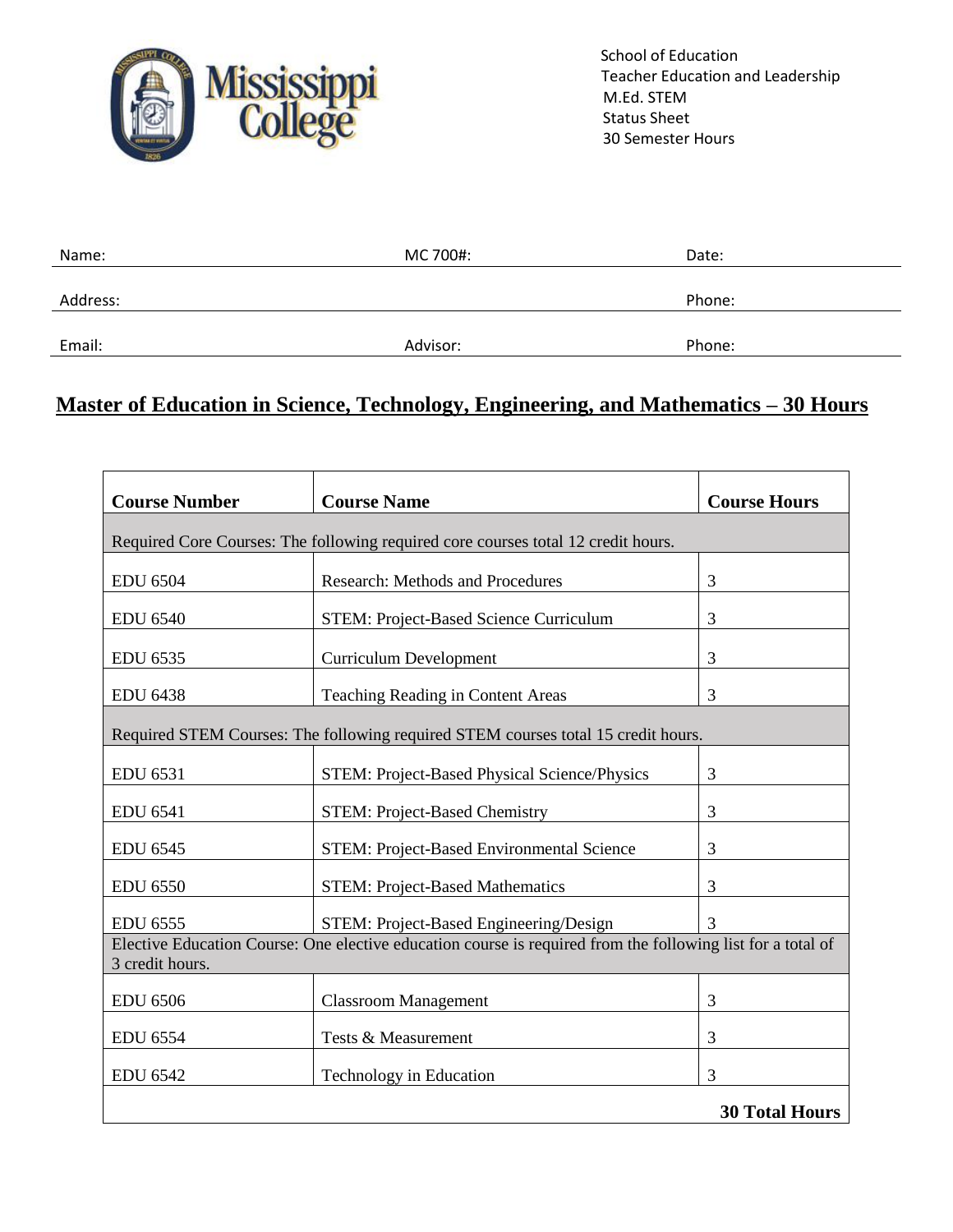School of Education
Teacher Education and Leadership
M.Ed. STEM
Status Sheet
30 Semester Hours

Name: MC 700#: Date:

Address: Phone:

Email: Advisor: Phone:

## Master of Education in Science, Technology, Engineering, and Mathematics – 30 Hours

| Course Number | Course Name | Course Hours |
|---|---|---|
| Required Core Courses: The following required core courses total 12 credit hours. | | |
| EDU 6504 | Research: Methods and Procedures | 3 |
| EDU 6540 | STEM: Project-Based Science Curriculum | 3 |
| EDU 6535 | Curriculum Development | 3 |
| EDU 6438 | Teaching Reading in Content Areas | 3 |
| Required STEM Courses: The following required STEM courses total 15 credit hours. | | |
| EDU 6531 | STEM: Project-Based Physical Science/Physics | 3 |
| EDU 6541 | STEM: Project-Based Chemistry | 3 |
| EDU 6545 | STEM: Project-Based Environmental Science | 3 |
| EDU 6550 | STEM: Project-Based Mathematics | 3 |
| EDU 6555 | STEM: Project-Based Engineering/Design | 3 |
| Elective Education Course: One elective education course is required from the following list for a total of 3 credit hours. | | |
| EDU 6506 | Classroom Management | 3 |
| EDU 6554 | Tests & Measurement | 3 |
| EDU 6542 | Technology in Education | 3 |
| | | **30 Total Hours** |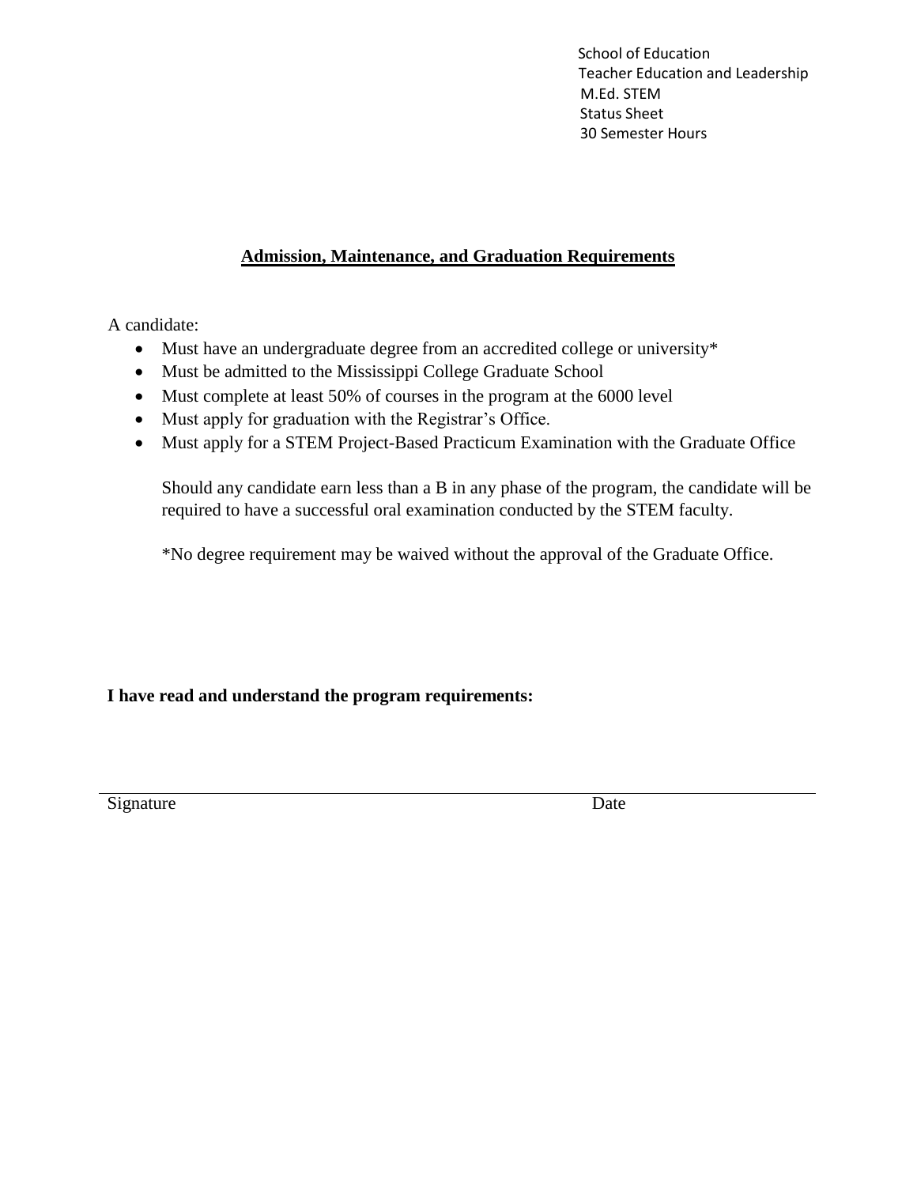School of Education
Teacher Education and Leadership
M.Ed. STEM
Status Sheet
30 Semester Hours

## Admission, Maintenance, and Graduation Requirements

A candidate:

- Must have an undergraduate degree from an accredited college or university*
- Must be admitted to the Mississippi College Graduate School
- Must complete at least 50% of courses in the program at the 6000 level
- Must apply for graduation with the Registrar's Office.
- Must apply for a STEM Project-Based Practicum Examination with the Graduate Office

Should any candidate earn less than a B in any phase of the program, the candidate will be required to have a successful oral examination conducted by the STEM faculty.

*No degree requirement may be waived without the approval of the Graduate Office.

**I have read and understand the program requirements:**

Signature Date